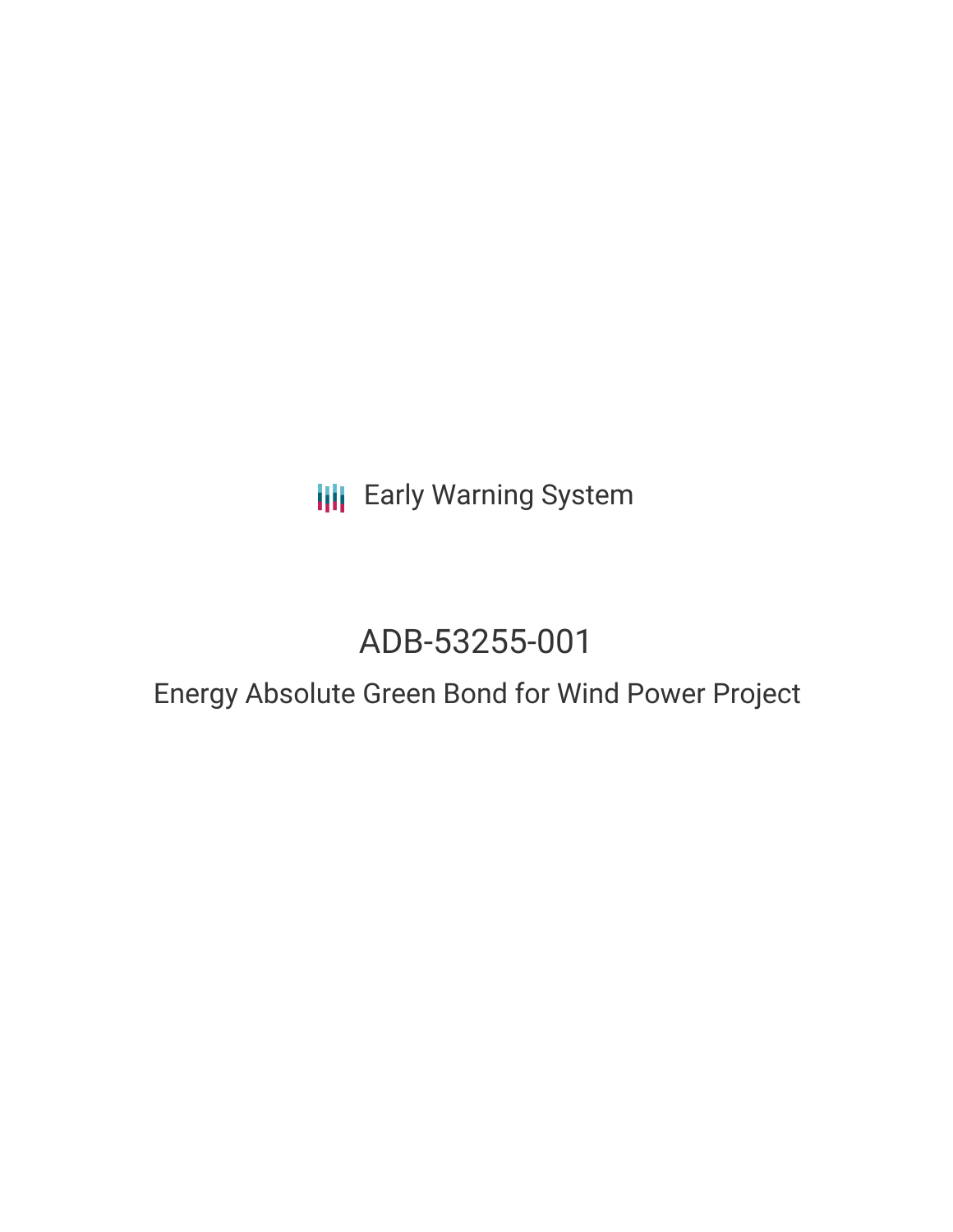Early Warning System

# ADB-53255-001

## Energy Absolute Green Bond for Wind Power Project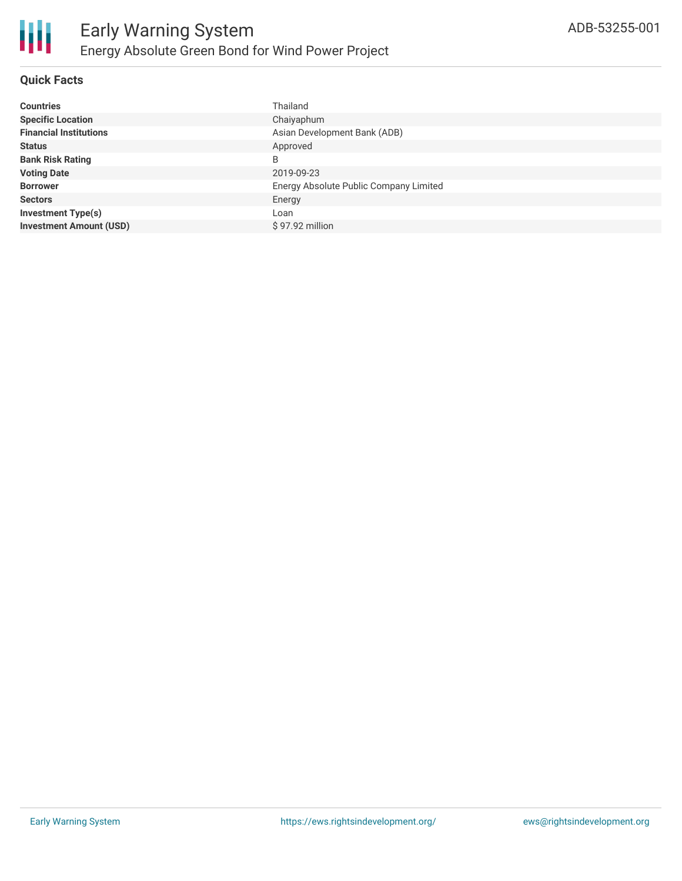# Early Warning System

## Energy Absolute Green Bond for Wind Power Project

ADB-53255-001

### Quick Facts

| | |
|---|---|
| **Countries** | Thailand |
| **Specific Location** | Chaiyaphum |
| **Financial Institutions** | Asian Development Bank (ADB) |
| **Status** | Approved |
| **Bank Risk Rating** | B |
| **Voting Date** | 2019-09-23 |
| **Borrower** | Energy Absolute Public Company Limited |
| **Sectors** | Energy |
| **Investment Type(s)** | Loan |
| **Investment Amount (USD)** | $ 97.92 million |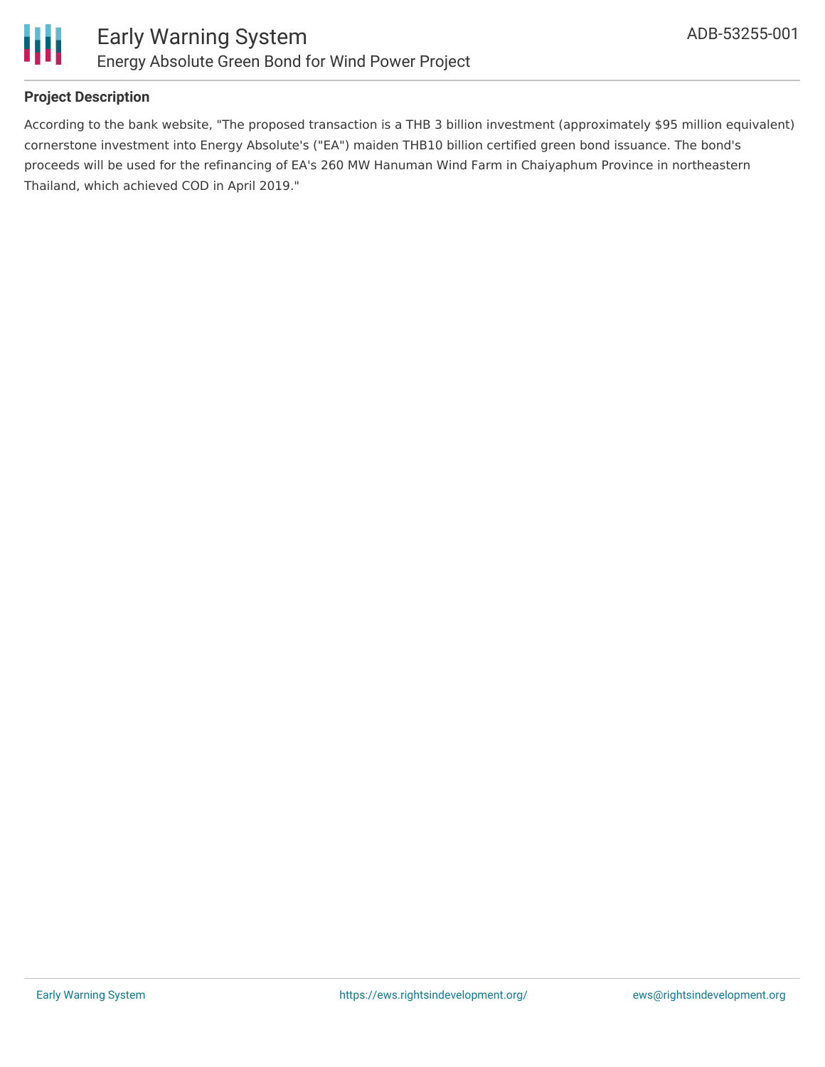### Project Description

According to the bank website, "The proposed transaction is a THB 3 billion investment (approximately $95 million equivalent) cornerstone investment into Energy Absolute's ("EA") maiden THB10 billion certified green bond issuance. The bond's proceeds will be used for the refinancing of EA's 260 MW Hanuman Wind Farm in Chaiyaphum Province in northeastern Thailand, which achieved COD in April 2019."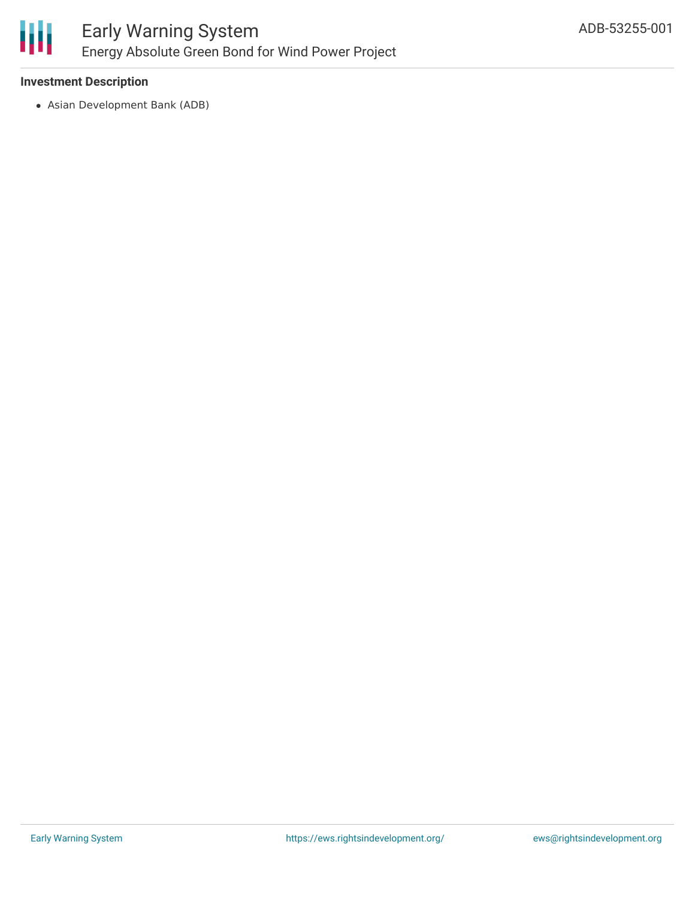**Investment Description**

- Asian Development Bank (ADB)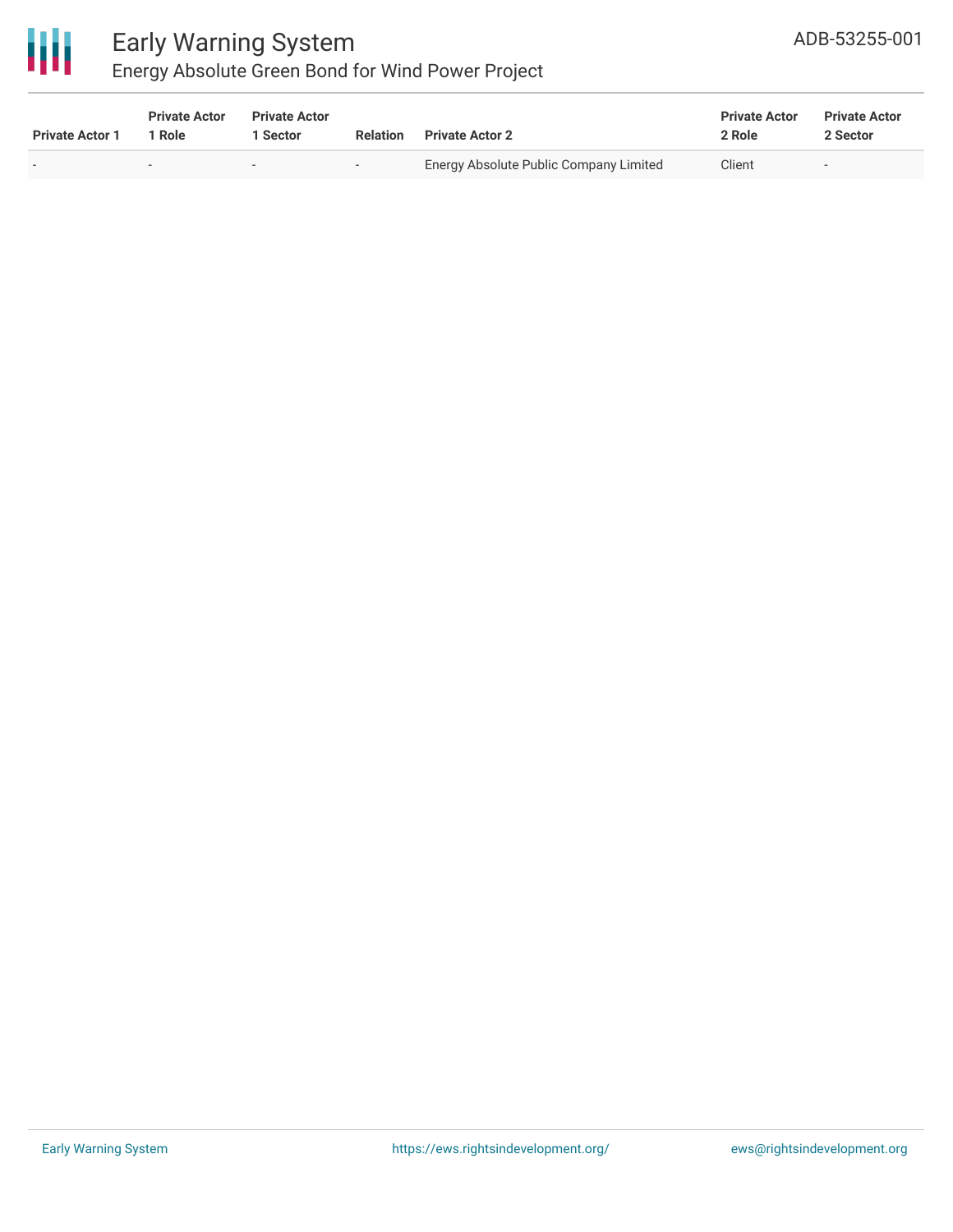| Private Actor 1 | Private Actor 1 Role | Private Actor 1 Sector | Relation | Private Actor 2 | Private Actor 2 Role | Private Actor 2 Sector |
|---|---|---|---|---|---|---|
| - | - | - | - | Energy Absolute Public Company Limited | Client | - |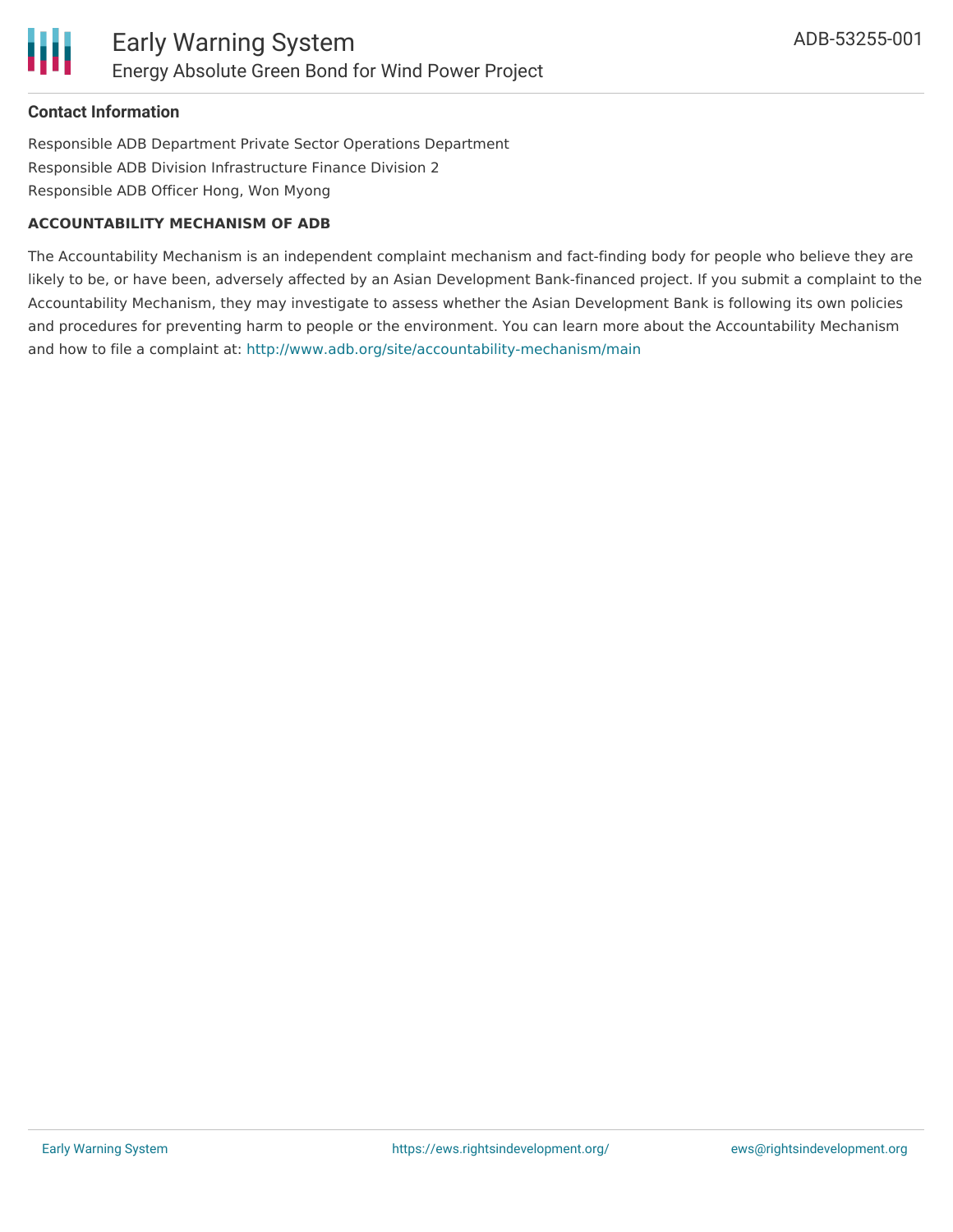**Contact Information**

Responsible ADB Department Private Sector Operations Department
Responsible ADB Division Infrastructure Finance Division 2
Responsible ADB Officer Hong, Won Myong

**ACCOUNTABILITY MECHANISM OF ADB**

The Accountability Mechanism is an independent complaint mechanism and fact-finding body for people who believe they are likely to be, or have been, adversely affected by an Asian Development Bank-financed project. If you submit a complaint to the Accountability Mechanism, they may investigate to assess whether the Asian Development Bank is following its own policies and procedures for preventing harm to people or the environment. You can learn more about the Accountability Mechanism and how to file a complaint at: http://www.adb.org/site/accountability-mechanism/main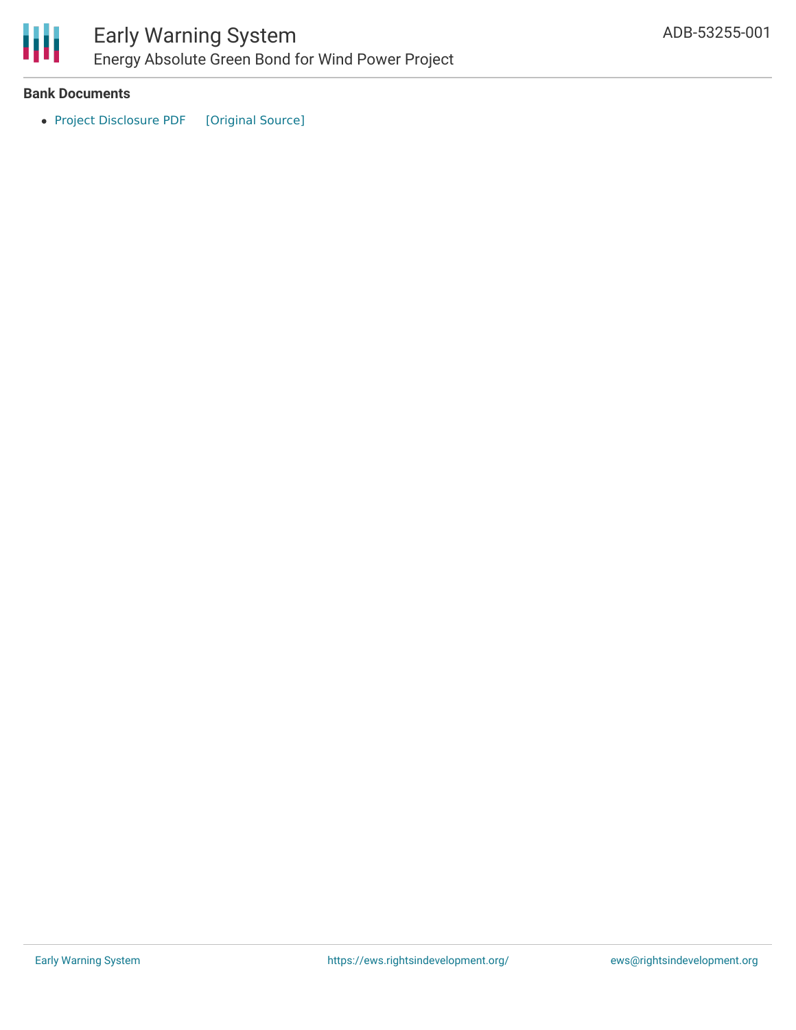## Bank Documents

- Project Disclosure PDF [Original Source]